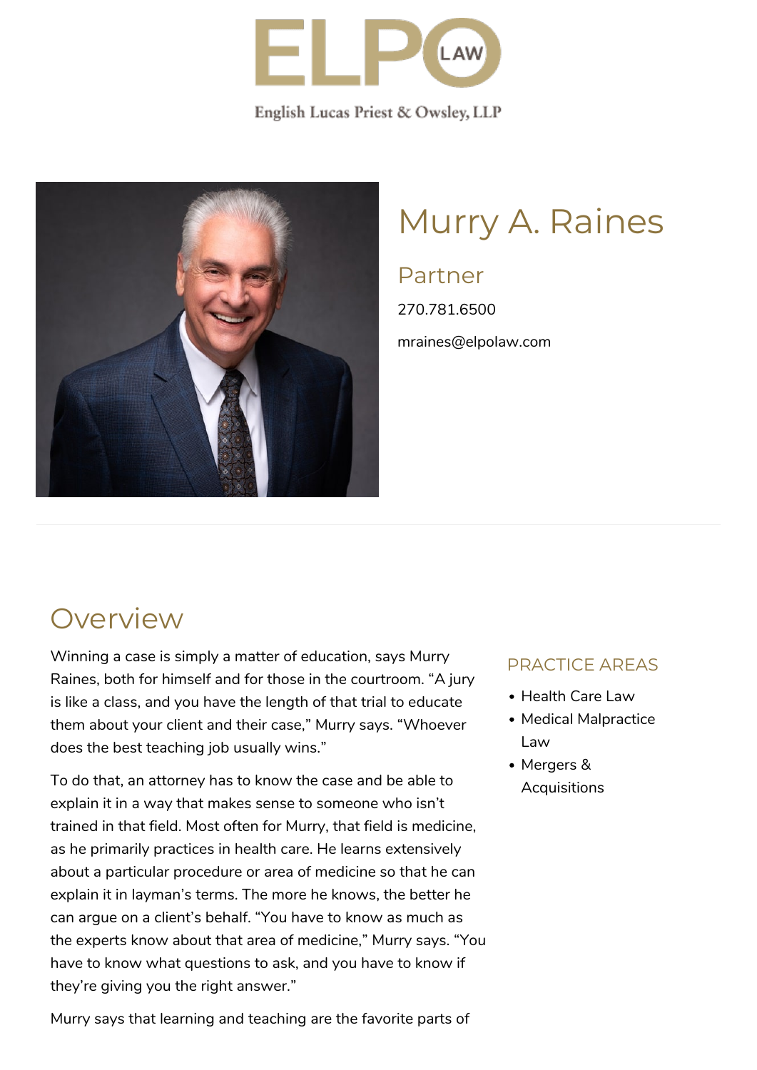ELPO LAW

English Lucas Priest & Owsley, LLP

# Murry A. Raines

## Partner

270.781.6500

mraines@elpolaw.com

## Overview

Winning a case is simply a matter of education, says Murry Raines, both for himself and for those in the courtroom. “A jury is like a class, and you have the length of that trial to educate them about your client and their case,” Murry says. “Whoever does the best teaching job usually wins.”

To do that, an attorney has to know the case and be able to explain it in a way that makes sense to someone who isn’t trained in that field. Most often for Murry, that field is medicine, as he primarily practices in health care. He learns extensively about a particular procedure or area of medicine so that he can explain it in layman’s terms. The more he knows, the better he can argue on a client’s behalf. “You have to know as much as the experts know about that area of medicine,” Murry says. “You have to know what questions to ask, and you have to know if they’re giving you the right answer.”

Murry says that learning and teaching are the favorite parts of

### PRACTICE AREAS

- Health Care Law
- Medical Malpractice Law
- Mergers & Acquisitions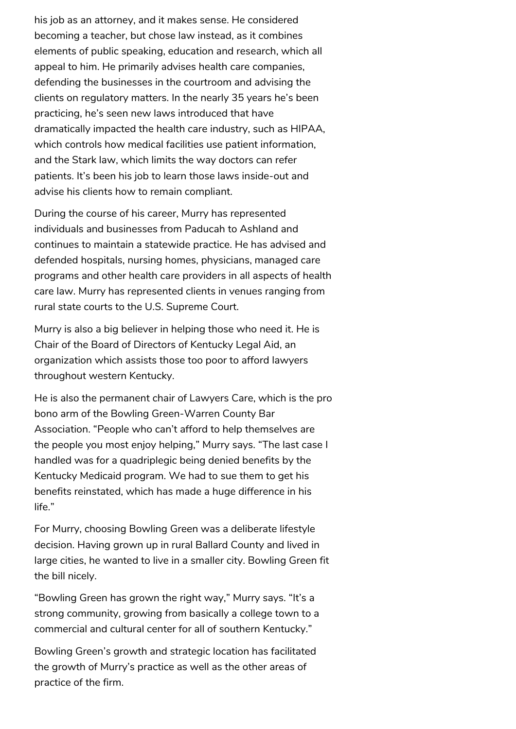his job as an attorney, and it makes sense. He considered becoming a teacher, but chose law instead, as it combines elements of public speaking, education and research, which all appeal to him. He primarily advises health care companies, defending the businesses in the courtroom and advising the clients on regulatory matters. In the nearly 35 years he's been practicing, he's seen new laws introduced that have dramatically impacted the health care industry, such as HIPAA, which controls how medical facilities use patient information, and the Stark law, which limits the way doctors can refer patients. It's been his job to learn those laws inside-out and advise his clients how to remain compliant.

During the course of his career, Murry has represented individuals and businesses from Paducah to Ashland and continues to maintain a statewide practice. He has advised and defended hospitals, nursing homes, physicians, managed care programs and other health care providers in all aspects of health care law. Murry has represented clients in venues ranging from rural state courts to the U.S. Supreme Court.

Murry is also a big believer in helping those who need it. He is Chair of the Board of Directors of Kentucky Legal Aid, an organization which assists those too poor to afford lawyers throughout western Kentucky.

He is also the permanent chair of Lawyers Care, which is the pro bono arm of the Bowling Green-Warren County Bar Association. "People who can't afford to help themselves are the people you most enjoy helping," Murry says. "The last case I handled was for a quadriplegic being denied benefits by the Kentucky Medicaid program. We had to sue them to get his benefits reinstated, which has made a huge difference in his life."

For Murry, choosing Bowling Green was a deliberate lifestyle decision. Having grown up in rural Ballard County and lived in large cities, he wanted to live in a smaller city. Bowling Green fit the bill nicely.

"Bowling Green has grown the right way," Murry says. "It's a strong community, growing from basically a college town to a commercial and cultural center for all of southern Kentucky."

Bowling Green's growth and strategic location has facilitated the growth of Murry's practice as well as the other areas of practice of the firm.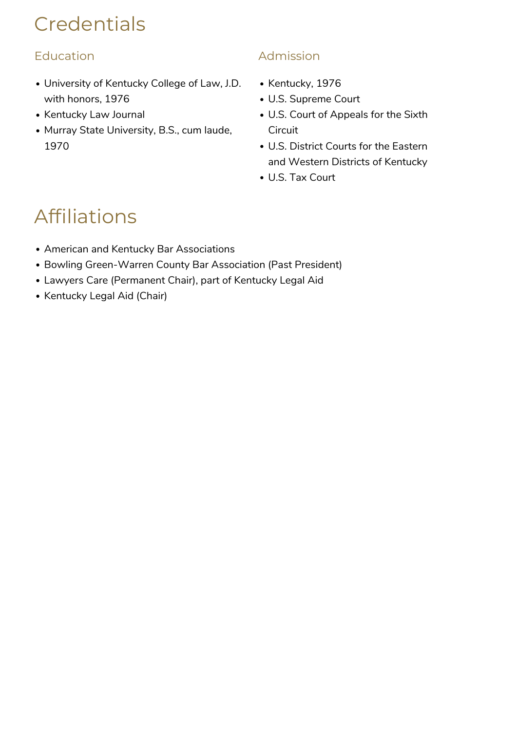# Credentials

## Education

- University of Kentucky College of Law, J.D. with honors, 1976
- Kentucky Law Journal
- Murray State University, B.S., cum laude, 1970

## Admission

- Kentucky, 1976
- U.S. Supreme Court
- U.S. Court of Appeals for the Sixth Circuit
- U.S. District Courts for the Eastern and Western Districts of Kentucky
- U.S. Tax Court

# Affiliations

- American and Kentucky Bar Associations
- Bowling Green-Warren County Bar Association (Past President)
- Lawyers Care (Permanent Chair), part of Kentucky Legal Aid
- Kentucky Legal Aid (Chair)